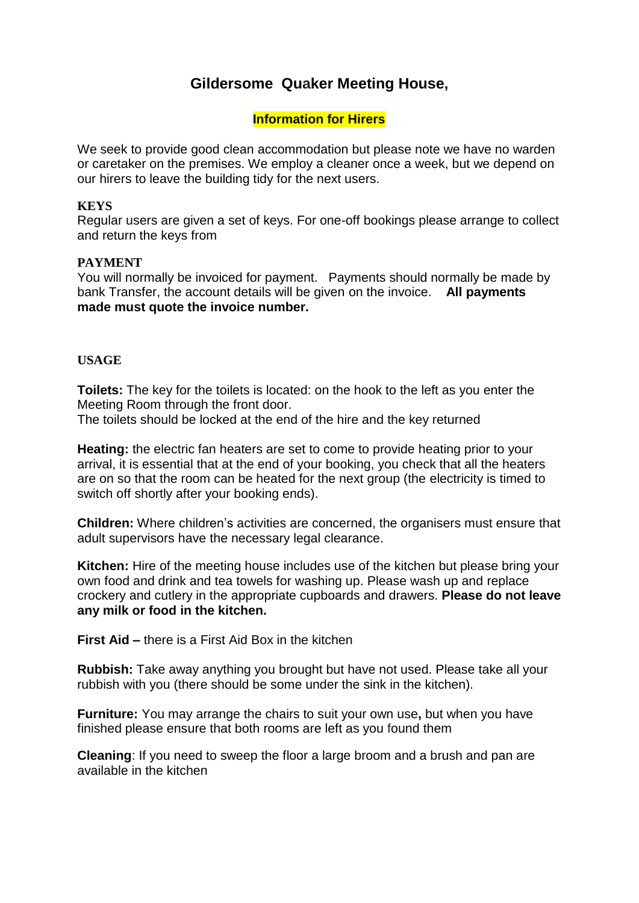# Gildersome Quaker Meeting House,

## Information for Hirers

We seek to provide good clean accommodation but please note we have no warden or caretaker on the premises. We employ a cleaner once a week, but we depend on our hirers to leave the building tidy for the next users.

**KEYS**

Regular users are given a set of keys. For one-off bookings please arrange to collect and return the keys from

**PAYMENT**

You will normally be invoiced for payment. Payments should normally be made by bank Transfer, the account details will be given on the invoice. **All payments made must quote the invoice number.**

**USAGE**

**Toilets:** The key for the toilets is located: on the hook to the left as you enter the Meeting Room through the front door.
The toilets should be locked at the end of the hire and the key returned

**Heating:** the electric fan heaters are set to come to provide heating prior to your arrival, it is essential that at the end of your booking, you check that all the heaters are on so that the room can be heated for the next group (the electricity is timed to switch off shortly after your booking ends).

**Children:** Where children's activities are concerned, the organisers must ensure that adult supervisors have the necessary legal clearance.

**Kitchen:** Hire of the meeting house includes use of the kitchen but please bring your own food and drink and tea towels for washing up. Please wash up and replace crockery and cutlery in the appropriate cupboards and drawers. **Please do not leave any milk or food in the kitchen.**

**First Aid –** there is a First Aid Box in the kitchen

**Rubbish:** Take away anything you brought but have not used. Please take all your rubbish with you (there should be some under the sink in the kitchen).

**Furniture:** You may arrange the chairs to suit your own use**,** but when you have finished please ensure that both rooms are left as you found them

**Cleaning**: If you need to sweep the floor a large broom and a brush and pan are available in the kitchen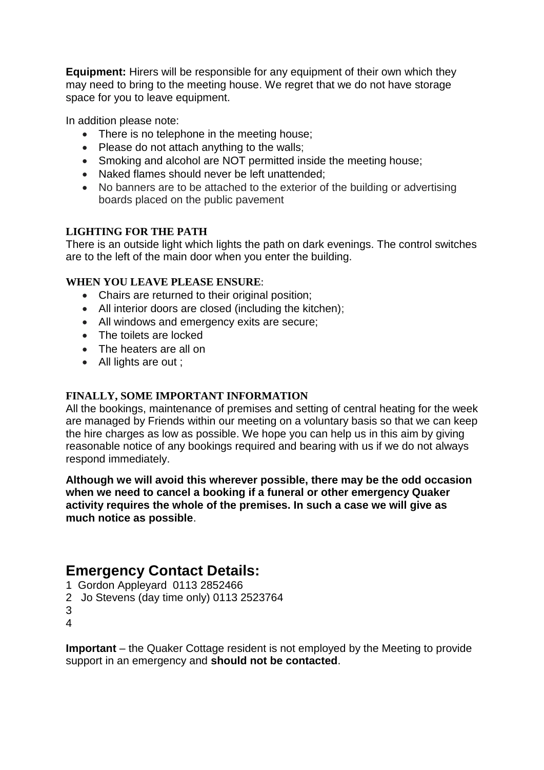**Equipment:** Hirers will be responsible for any equipment of their own which they may need to bring to the meeting house. We regret that we do not have storage space for you to leave equipment.

In addition please note:

- There is no telephone in the meeting house;
- Please do not attach anything to the walls;
- Smoking and alcohol are NOT permitted inside the meeting house;
- Naked flames should never be left unattended;
- No banners are to be attached to the exterior of the building or advertising boards placed on the public pavement

**LIGHTING FOR THE PATH**

There is an outside light which lights the path on dark evenings. The control switches are to the left of the main door when you enter the building.

**WHEN YOU LEAVE PLEASE ENSURE**:

- Chairs are returned to their original position;
- All interior doors are closed (including the kitchen);
- All windows and emergency exits are secure;
- The toilets are locked
- The heaters are all on
- All lights are out ;

**FINALLY, SOME IMPORTANT INFORMATION**

All the bookings, maintenance of premises and setting of central heating for the week are managed by Friends within our meeting on a voluntary basis so that we can keep the hire charges as low as possible. We hope you can help us in this aim by giving reasonable notice of any bookings required and bearing with us if we do not always respond immediately.

**Although we will avoid this wherever possible, there may be the odd occasion when we need to cancel a booking if a funeral or other emergency Quaker activity requires the whole of the premises. In such a case we will give as much notice as possible**.

## Emergency Contact Details:

1 Gordon Appleyard 0113 2852466
2 Jo Stevens (day time only) 0113 2523764
3
4

**Important** – the Quaker Cottage resident is not employed by the Meeting to provide support in an emergency and **should not be contacted**.